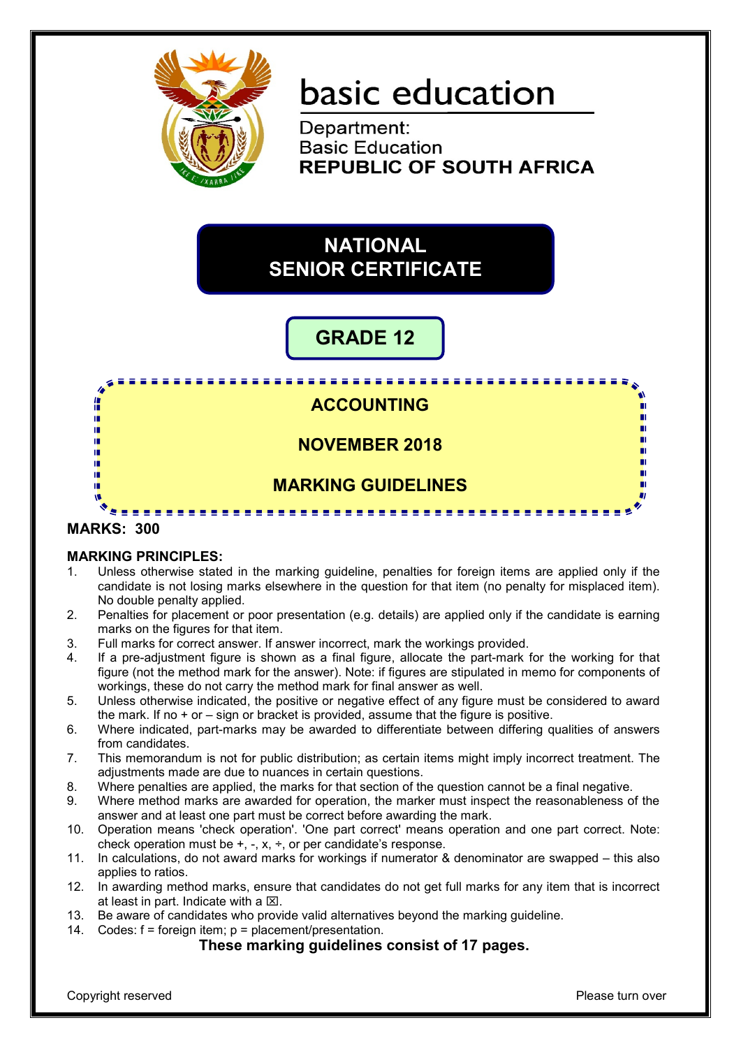basic education

Department:
Basic Education
**REPUBLIC OF SOUTH AFRICA**

# NATIONAL SENIOR CERTIFICATE

## GRADE 12

## ACCOUNTING

## NOVEMBER 2018

## MARKING GUIDELINES

**MARKS: 300**

**MARKING PRINCIPLES:**

1. Unless otherwise stated in the marking guideline, penalties for foreign items are applied only if the candidate is not losing marks elsewhere in the question for that item (no penalty for misplaced item). No double penalty applied.
2. Penalties for placement or poor presentation (e.g. details) are applied only if the candidate is earning marks on the figures for that item.
3. Full marks for correct answer. If answer incorrect, mark the workings provided.
4. If a pre-adjustment figure is shown as a final figure, allocate the part-mark for the working for that figure (not the method mark for the answer). Note: if figures are stipulated in memo for components of workings, these do not carry the method mark for final answer as well.
5. Unless otherwise indicated, the positive or negative effect of any figure must be considered to award the mark. If no + or – sign or bracket is provided, assume that the figure is positive.
6. Where indicated, part-marks may be awarded to differentiate between differing qualities of answers from candidates.
7. This memorandum is not for public distribution; as certain items might imply incorrect treatment. The adjustments made are due to nuances in certain questions.
8. Where penalties are applied, the marks for that section of the question cannot be a final negative.
9. Where method marks are awarded for operation, the marker must inspect the reasonableness of the answer and at least one part must be correct before awarding the mark.
10. Operation means 'check operation'. 'One part correct' means operation and one part correct. Note: check operation must be +, -, x, ÷, or per candidate's response.
11. In calculations, do not award marks for workings if numerator & denominator are swapped – this also applies to ratios.
12. In awarding method marks, ensure that candidates do not get full marks for any item that is incorrect at least in part. Indicate with a ☒.
13. Be aware of candidates who provide valid alternatives beyond the marking guideline.
14. Codes: f = foreign item; p = placement/presentation.

**These marking guidelines consist of 17 pages.**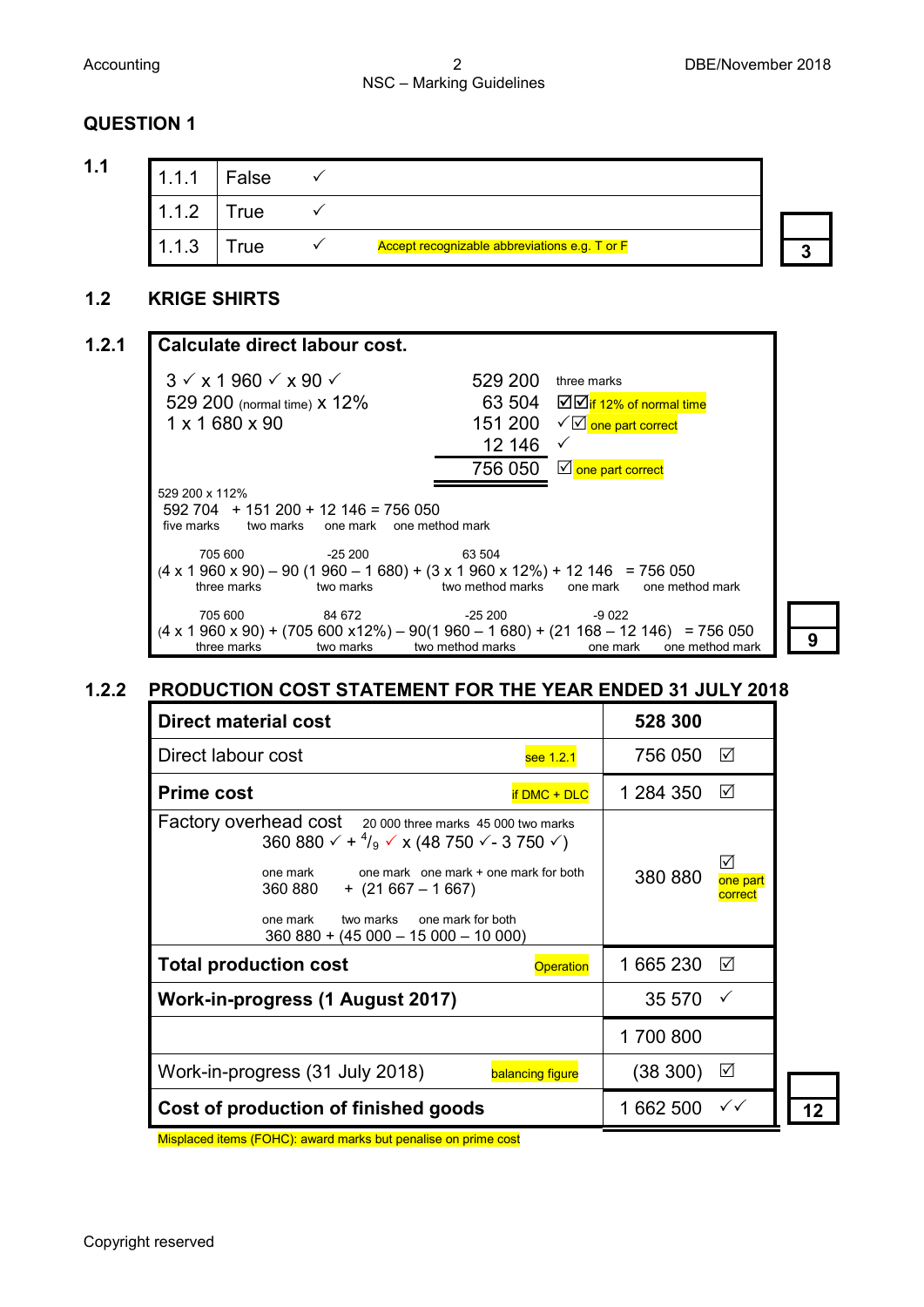## QUESTION 1

### 1.1

| | | | |
|---|---|---|---|
| 1.1.1 | False | ✓ | |
| 1.1.2 | True | ✓ | |
| 1.1.3 | True | ✓ | Accept recognizable abbreviations e.g. T or F |

**3**

### 1.2 KRIGE SHIRTS

**1.2.1 Calculate direct labour cost.**

| | | |
|---|---|---|
| 3 ✓ x 1 960 ✓ x 90 ✓ | 529 200 | three marks |
| 529 200 (normal time) x 12% | 63 504 | ☑☑ if 12% of normal time |
| 1 x 1 680 x 90 | 151 200 | ✓☑ one part correct |
| | 12 146 | ✓ |
| | 756 050 | ☑ one part correct |

529 200 x 112%
592 704 + 151 200 + 12 146 = 756 050
five marks — two marks — one mark — one method mark

705 600 — -25 200 — 63 504
(4 x 1 960 x 90) – 90 (1 960 – 1 680) + (3 x 1 960 x 12%) + 12 146 = 756 050
three marks — two marks — two method marks — one mark — one method mark

705 600 — 84 672 — -25 200 — -9 022
(4 x 1 960 x 90) + (705 600 x12%) – 90(1 960 – 1 680) + (21 168 – 12 146) = 756 050
three marks — two marks — two method marks — one mark — one method mark

**9**

**1.2.2 PRODUCTION COST STATEMENT FOR THE YEAR ENDED 31 JULY 2018**

| | | |
|---|---|---|
| **Direct material cost** | **528 300** | |
| Direct labour cost (see 1.2.1) | 756 050 | ☑ |
| **Prime cost** (if DMC + DLC) | 1 284 350 | ☑ |
| Factory overhead cost: 20 000 three marks, 45 000 two marks; 360 880 ✓ + $^4/_9$ ✓ x (48 750 ✓ - 3 750 ✓); one mark, one mark, one mark + one mark for both: 360 880 + (21 667 – 1 667); one mark, two marks, one mark for both: 360 880 + (45 000 – 15 000 – 10 000) | 380 880 | ☑ one part correct |
| **Total production cost** (Operation) | 1 665 230 | ☑ |
| **Work-in-progress (1 August 2017)** | 35 570 | ✓ |
| | 1 700 800 | |
| Work-in-progress (31 July 2018) (balancing figure) | (38 300) | ☑ |
| **Cost of production of finished goods** | 1 662 500 | ✓✓ |

Misplaced items (FOHC): award marks but penalise on prime cost

**12**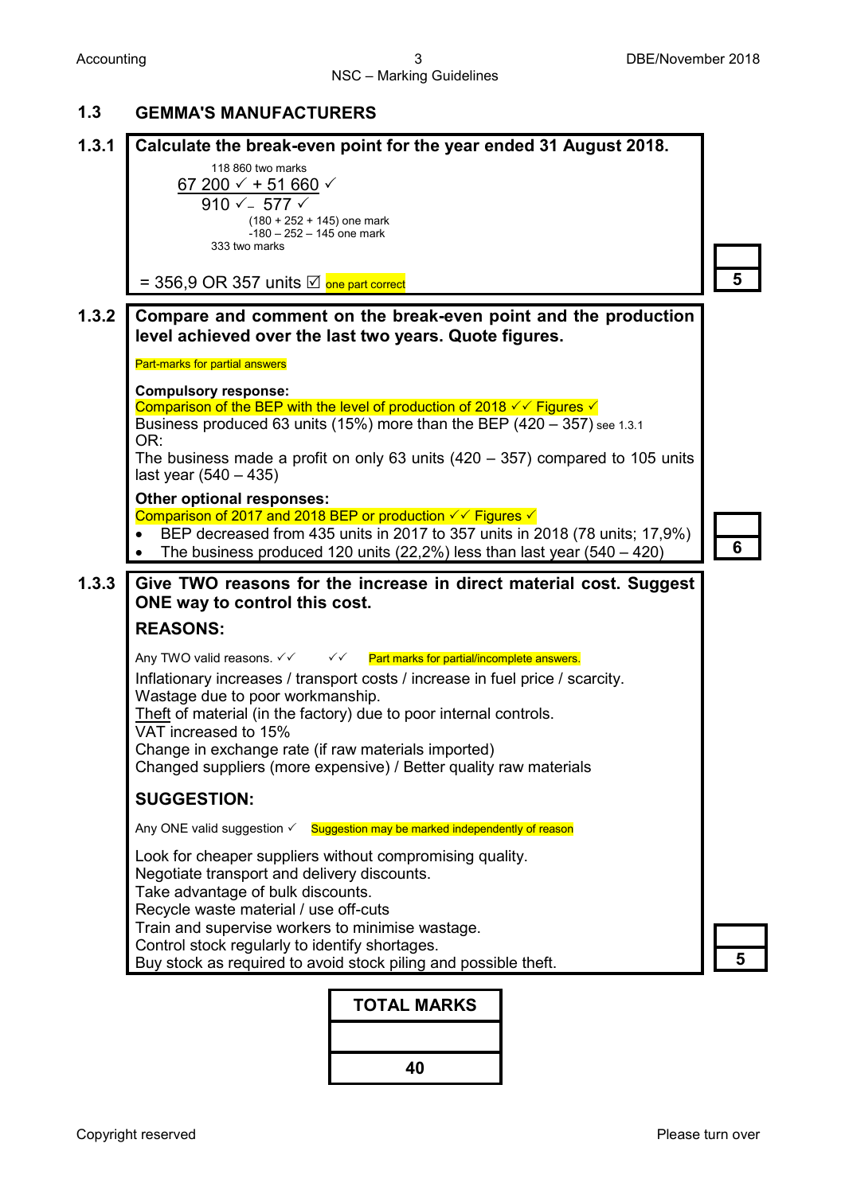## 1.3 GEMMA'S MANUFACTURERS

### 1.3.1 Calculate the break-even point for the year ended 31 August 2018.

118 860 two marks

$$\frac{67\ 200 \checkmark + 51\ 660 \checkmark}{910 \checkmark - 577 \checkmark}$$

(180 + 252 + 145) one mark
-180 – 252 – 145 one mark
333 two marks

= 356,9 OR 357 units ☑ one part correct

**5**

### 1.3.2 Compare and comment on the break-even point and the production level achieved over the last two years. Quote figures.

Part-marks for partial answers

**Compulsory response:**
Comparison of the BEP with the level of production of 2018 ✓✓ Figures ✓
Business produced 63 units (15%) more than the BEP (420 – 357) see 1.3.1
OR:
The business made a profit on only 63 units (420 – 357) compared to 105 units last year (540 – 435)

**Other optional responses:**
Comparison of 2017 and 2018 BEP or production ✓✓ Figures ✓

- BEP decreased from 435 units in 2017 to 357 units in 2018 (78 units; 17,9%)
- The business produced 120 units (22,2%) less than last year (540 – 420)

**6**

### 1.3.3 Give TWO reasons for the increase in direct material cost. Suggest ONE way to control this cost.

**REASONS:**

Any TWO valid reasons. ✓✓ ✓✓ Part marks for partial/incomplete answers.

Inflationary increases / transport costs / increase in fuel price / scarcity.
Wastage due to poor workmanship.
Theft of material (in the factory) due to poor internal controls.
VAT increased to 15%
Change in exchange rate (if raw materials imported)
Changed suppliers (more expensive) / Better quality raw materials

**SUGGESTION:**

Any ONE valid suggestion ✓ Suggestion may be marked independently of reason

Look for cheaper suppliers without compromising quality.
Negotiate transport and delivery discounts.
Take advantage of bulk discounts.
Recycle waste material / use off-cuts
Train and supervise workers to minimise wastage.
Control stock regularly to identify shortages.
Buy stock as required to avoid stock piling and possible theft.

**5**

| TOTAL MARKS |
|---|
| |
| 40 |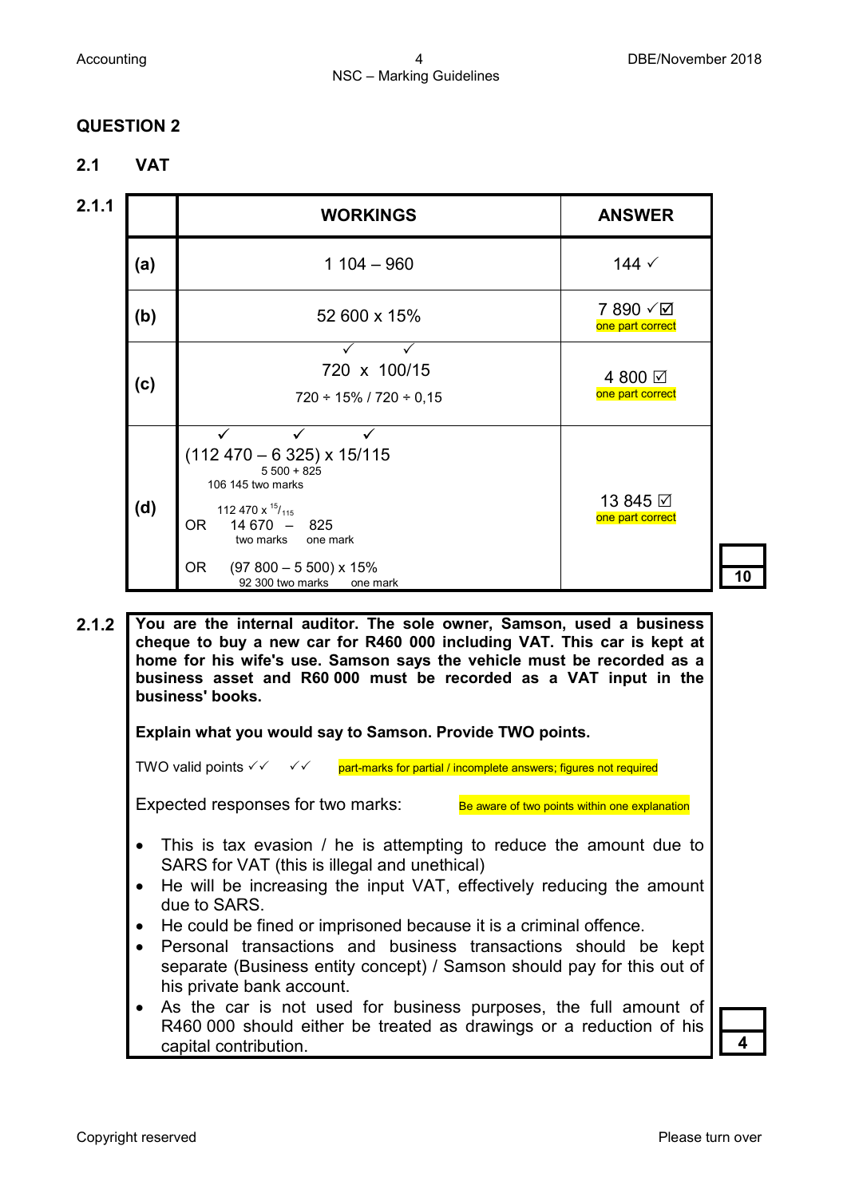## QUESTION 2

### 2.1 VAT

**2.1.1**

| | WORKINGS | ANSWER |
|---|---|---|
| **(a)** | 1 104 – 960 | 144 ✓ |
| **(b)** | 52 600 x 15% | 7 890 ✓☑ one part correct |
| **(c)** | 720 ✓ x 100/15 ✓<br>720 ÷ 15% / 720 ÷ 0,15 | 4 800 ☑ one part correct |
| **(d)** | (112 470 ✓ – 6 325 ✓) x 15/115 ✓<br>5 500 + 825<br>106 145 two marks<br>OR 14 670 – 825 (112 470 x $^{15}/_{115}$ two marks; 825 one mark)<br>OR (97 800 – 5 500) x 15% (92 300 two marks; 15% one mark) | 13 845 ☑ one part correct |

**10**

**2.1.2** **You are the internal auditor. The sole owner, Samson, used a business cheque to buy a new car for R460 000 including VAT. This car is kept at home for his wife's use. Samson says the vehicle must be recorded as a business asset and R60 000 must be recorded as a VAT input in the business' books.**

**Explain what you would say to Samson. Provide TWO points.**

TWO valid points ✓✓ ✓✓ part-marks for partial / incomplete answers; figures not required

Expected responses for two marks: Be aware of two points within one explanation

- This is tax evasion / he is attempting to reduce the amount due to SARS for VAT (this is illegal and unethical)
- He will be increasing the input VAT, effectively reducing the amount due to SARS.
- He could be fined or imprisoned because it is a criminal offence.
- Personal transactions and business transactions should be kept separate (Business entity concept) / Samson should pay for this out of his private bank account.
- As the car is not used for business purposes, the full amount of R460 000 should either be treated as drawings or a reduction of his capital contribution.

**4**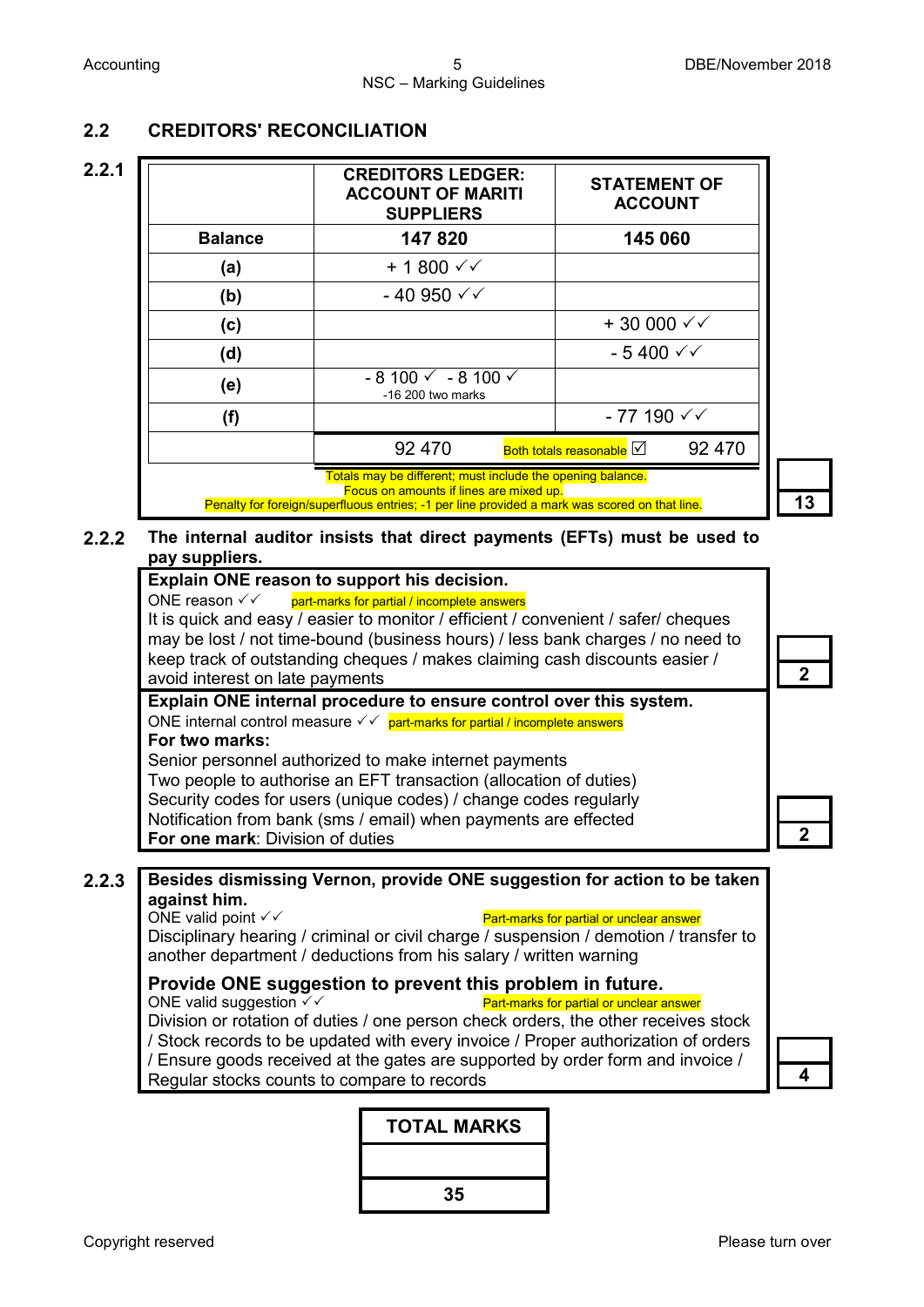## 2.2 CREDITORS' RECONCILIATION

### 2.2.1

| | CREDITORS LEDGER: ACCOUNT OF MARITI SUPPLIERS | STATEMENT OF ACCOUNT |
|---|---|---|
| **Balance** | **147 820** | **145 060** |
| **(a)** | + 1 800 ✓✓ | |
| **(b)** | - 40 950 ✓✓ | |
| **(c)** | | + 30 000 ✓✓ |
| **(d)** | | - 5 400 ✓✓ |
| **(e)** | - 8 100 ✓ - 8 100 ✓<br>-16 200 two marks | |
| **(f)** | | - 77 190 ✓✓ |
| | 92 470 | Both totals reasonable ☑ 92 470 |

Totals may be different; must include the opening balance.
Focus on amounts if lines are mixed up.
Penalty for foreign/superfluous entries; -1 per line provided a mark was scored on that line.

**13**

### 2.2.2 The internal auditor insists that direct payments (EFTs) must be used to pay suppliers.

**Explain ONE reason to support his decision.**

ONE reason ✓✓ part-marks for partial / incomplete answers

It is quick and easy / easier to monitor / efficient / convenient / safer/ cheques may be lost / not time-bound (business hours) / less bank charges / no need to keep track of outstanding cheques / makes claiming cash discounts easier / avoid interest on late payments

**2**

**Explain ONE internal procedure to ensure control over this system.**

ONE internal control measure ✓✓ part-marks for partial / incomplete answers

**For two marks:**

Senior personnel authorized to make internet payments
Two people to authorise an EFT transaction (allocation of duties)
Security codes for users (unique codes) / change codes regularly
Notification from bank (sms / email) when payments are effected

**For one mark**: Division of duties

**2**

### 2.2.3

**Besides dismissing Vernon, provide ONE suggestion for action to be taken against him.**

ONE valid point ✓✓ Part-marks for partial or unclear answer

Disciplinary hearing / criminal or civil charge / suspension / demotion / transfer to another department / deductions from his salary / written warning

**Provide ONE suggestion to prevent this problem in future.**

ONE valid suggestion ✓✓ Part-marks for partial or unclear answer

Division or rotation of duties / one person check orders, the other receives stock / Stock records to be updated with every invoice / Proper authorization of orders / Ensure goods received at the gates are supported by order form and invoice / Regular stocks counts to compare to records

**4**

| TOTAL MARKS |
|---|
| |
| **35** |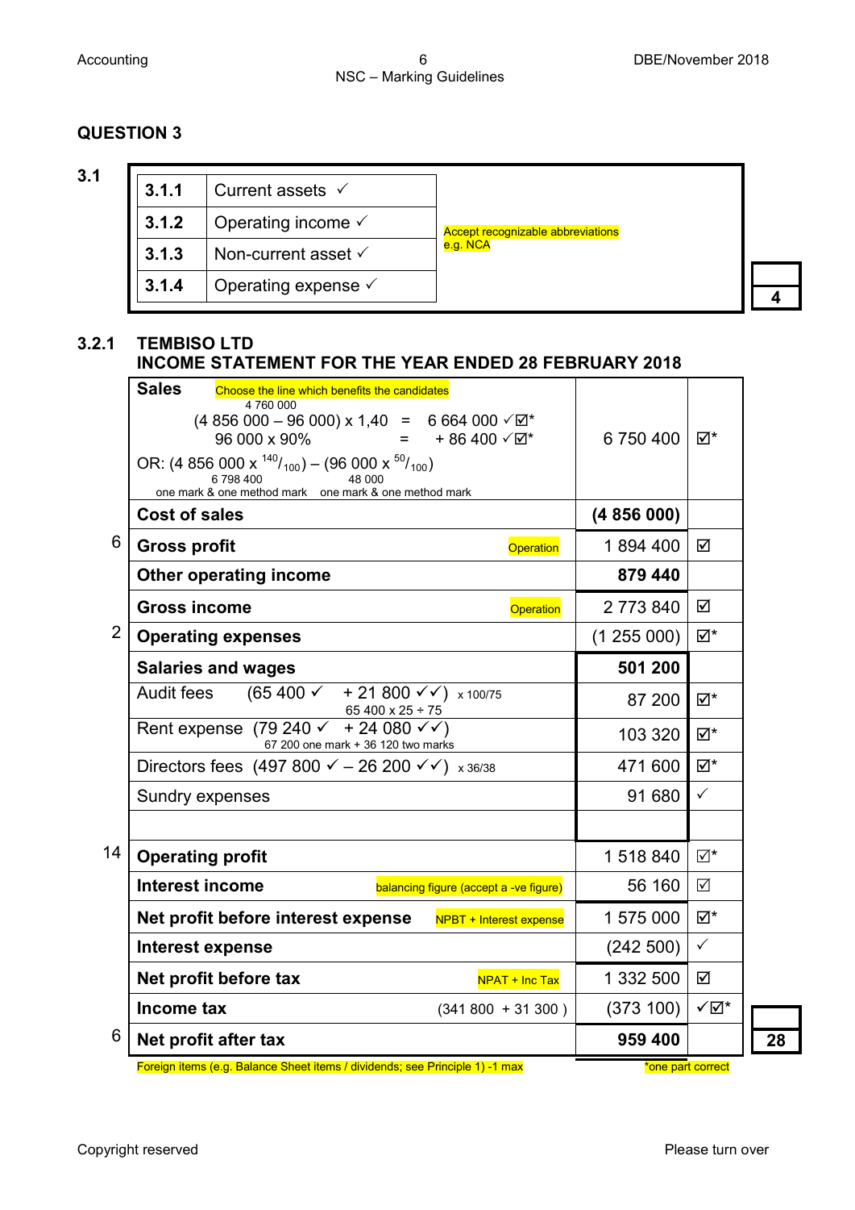## QUESTION 3

### 3.1

| | |
|---|---|
| 3.1.1 | Current assets ✓ |
| 3.1.2 | Operating income ✓ |
| 3.1.3 | Non-current asset ✓ |
| 3.1.4 | Operating expense ✓ |

Accept recognizable abbreviations e.g. NCA

**4**

### 3.2.1 TEMBISO LTD
**INCOME STATEMENT FOR THE YEAR ENDED 28 FEBRUARY 2018**

| | | | |
|---|---|---|---|
| | **Sales** Choose the line which benefits the candidates<br>4 760 000<br>(4 856 000 – 96 000) x 1,40 = 6 664 000 ✓☑*<br>96 000 x 90% = + 86 400 ✓☑*<br>OR: (4 856 000 x $^{140}/_{100}$) – (96 000 x $^{50}/_{100}$)<br>6 798 400 / 48 000<br>one mark & one method mark / one mark & one method mark | 6 750 400 | ☑* |
| | **Cost of sales** | **(4 856 000)** | |
| 6 | **Gross profit** Operation | 1 894 400 | ☑ |
| | **Other operating income** | **879 440** | |
| | **Gross income** Operation | 2 773 840 | ☑ |
| 2 | **Operating expenses** | (1 255 000) | ☑* |
| | **Salaries and wages** | **501 200** | |
| | Audit fees (65 400 ✓ + 21 800 ✓✓) x 100/75<br>65 400 x 25 ÷ 75 | 87 200 | ☑* |
| | Rent expense (79 240 ✓ + 24 080 ✓✓)<br>67 200 one mark + 36 120 two marks | 103 320 | ☑* |
| | Directors fees (497 800 ✓ – 26 200 ✓✓) x 36/38 | 471 600 | ☑* |
| | Sundry expenses | 91 680 | ✓ |
| | | | |
| 14 | **Operating profit** | 1 518 840 | ☑* |
| | **Interest income** balancing figure (accept a -ve figure) | 56 160 | ☑ |
| | **Net profit before interest expense** NPBT + Interest expense | 1 575 000 | ☑* |
| | **Interest expense** | (242 500) | ✓ |
| | **Net profit before tax** NPAT + Inc Tax | 1 332 500 | ☑ |
| | **Income tax** (341 800 + 31 300 ) | (373 100) | ✓☑* |
| 6 | **Net profit after tax** | **959 400** | |

Foreign items (e.g. Balance Sheet items / dividends; see Principle 1) -1 max

*one part correct

**28**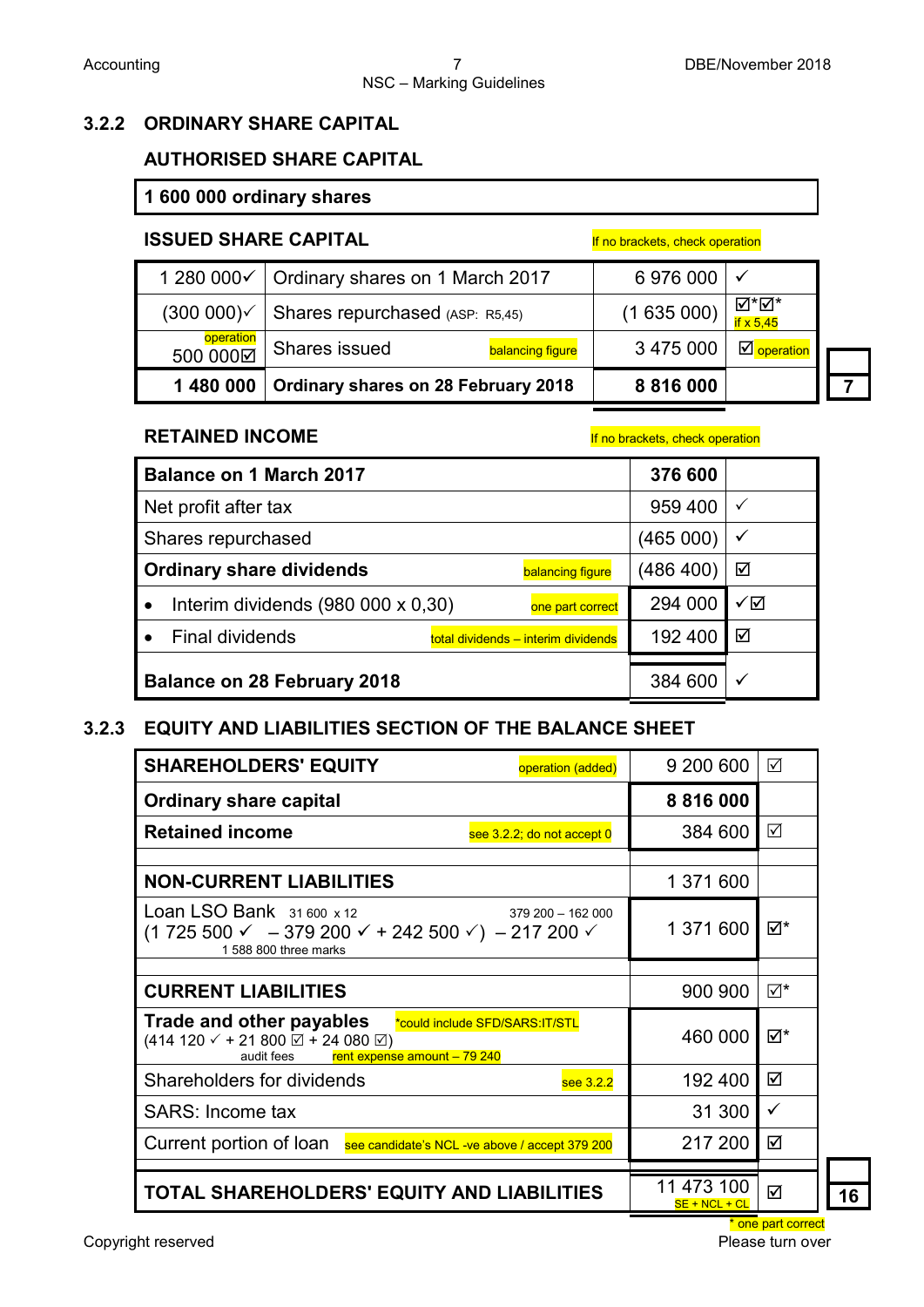### 3.2.2 ORDINARY SHARE CAPITAL

**AUTHORISED SHARE CAPITAL**

| |
|---|
| **1 600 000 ordinary shares** |

**ISSUED SHARE CAPITAL** — If no brackets, check operation

| | | | |
|---|---|---|---|
| 1 280 000✓ | Ordinary shares on 1 March 2017 | 6 976 000 | ✓ |
| (300 000)✓ | Shares repurchased (ASP: R5,45) | (1 635 000) | ☑*☑* if x 5,45 |
| operation 500 000☑ | Shares issued — balancing figure | 3 475 000 | ☑ operation |
| **1 480 000** | **Ordinary shares on 28 February 2018** | **8 816 000** | |

**7**

**RETAINED INCOME** — If no brackets, check operation

| | | |
|---|---|---|
| **Balance on 1 March 2017** | **376 600** | |
| Net profit after tax | 959 400 | ✓ |
| Shares repurchased | (465 000) | ✓ |
| **Ordinary share dividends** — balancing figure | (486 400) | ☑ |
| • Interim dividends (980 000 x 0,30) — one part correct | 294 000 | ✓☑ |
| • Final dividends — total dividends – interim dividends | 192 400 | ☑ |
| **Balance on 28 February 2018** | 384 600 | ✓ |

### 3.2.3 EQUITY AND LIABILITIES SECTION OF THE BALANCE SHEET

| | | |
|---|---|---|
| **SHAREHOLDERS' EQUITY** — operation (added) | 9 200 600 | ☑ |
| **Ordinary share capital** | **8 816 000** | |
| **Retained income** — see 3.2.2; do not accept 0 | 384 600 | ☑ |
| | | |
| **NON-CURRENT LIABILITIES** | 1 371 600 | |
| Loan LSO Bank (31 600 x 12; 379 200 – 162 000) (1 725 500 ✓ – 379 200 ✓ + 242 500 ✓) – 217 200 ✓ (1 588 800 three marks) | 1 371 600 | ☑* |
| | | |
| **CURRENT LIABILITIES** | 900 900 | ☑* |
| **Trade and other payables** *could include SFD/SARS:IT/STL (414 120 ✓ + 21 800 ☑ + 24 080 ☑) (audit fees; rent expense amount – 79 240) | 460 000 | ☑* |
| Shareholders for dividends — see 3.2.2 | 192 400 | ☑ |
| SARS: Income tax | 31 300 | ✓ |
| Current portion of loan — see candidate's NCL -ve above / accept 379 200 | 217 200 | ☑ |
| | | |
| **TOTAL SHAREHOLDERS' EQUITY AND LIABILITIES** | 11 473 100 (SE + NCL + CL) | ☑ |

**16**

\* one part correct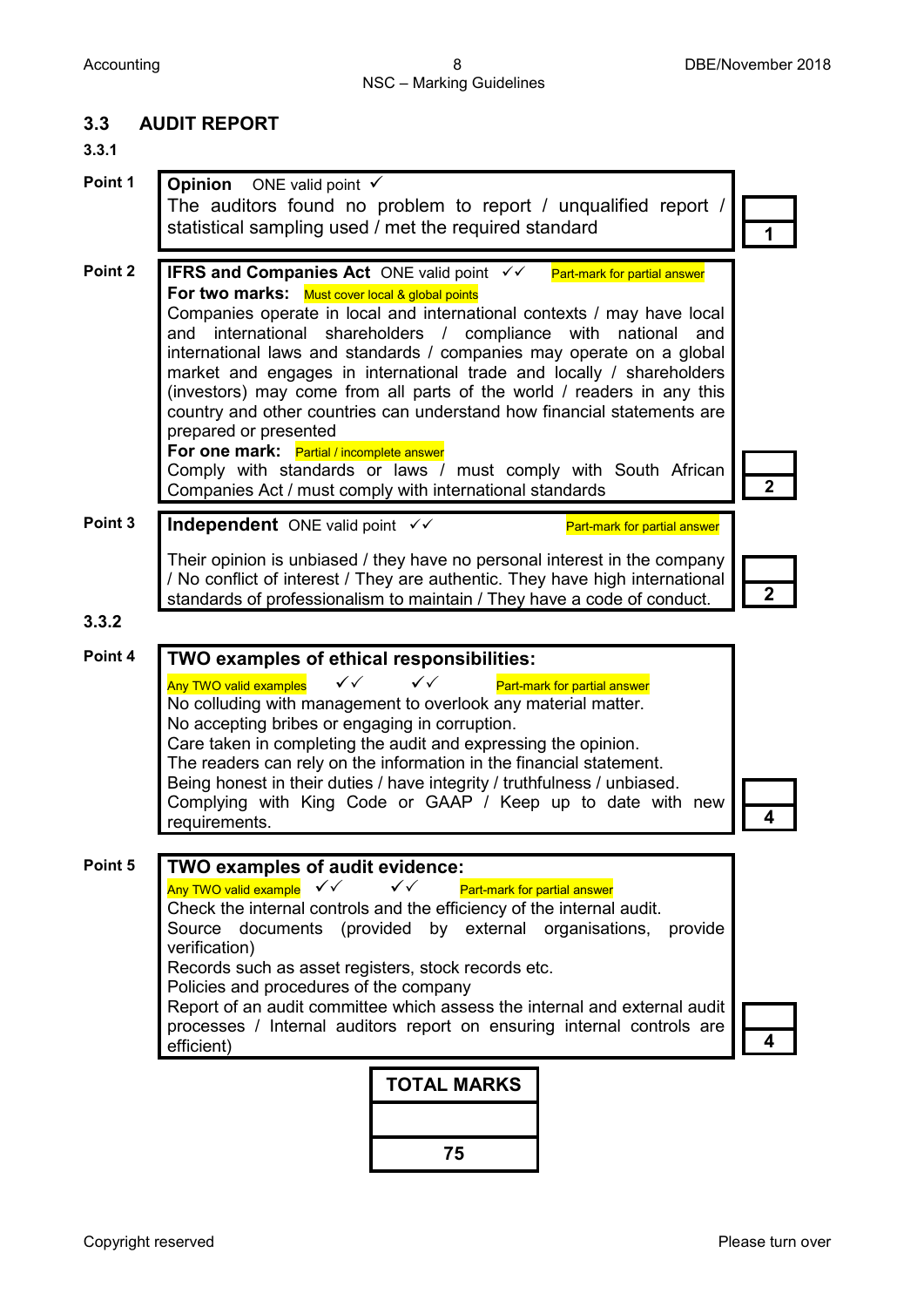## 3.3 AUDIT REPORT

### 3.3.1

**Point 1**

**Opinion** ONE valid point ✓
The auditors found no problem to report / unqualified report / statistical sampling used / met the required standard

**1**

**Point 2**

**IFRS and Companies Act** ONE valid point ✓✓ Part-mark for partial answer
**For two marks:** Must cover local & global points
Companies operate in local and international contexts / may have local and international shareholders / compliance with national and international laws and standards / companies may operate on a global market and engages in international trade and locally / shareholders (investors) may come from all parts of the world / readers in any this country and other countries can understand how financial statements are prepared or presented
**For one mark:** Partial / incomplete answer
Comply with standards or laws / must comply with South African Companies Act / must comply with international standards

**2**

**Point 3**

**Independent** ONE valid point ✓✓ Part-mark for partial answer

Their opinion is unbiased / they have no personal interest in the company / No conflict of interest / They are authentic. They have high international standards of professionalism to maintain / They have a code of conduct.

**2**

### 3.3.2

**Point 4**

**TWO examples of ethical responsibilities:**
Any TWO valid examples ✓✓ ✓✓ Part-mark for partial answer
No colluding with management to overlook any material matter.
No accepting bribes or engaging in corruption.
Care taken in completing the audit and expressing the opinion.
The readers can rely on the information in the financial statement.
Being honest in their duties / have integrity / truthfulness / unbiased.
Complying with King Code or GAAP / Keep up to date with new requirements.

**4**

**Point 5**

**TWO examples of audit evidence:**
Any TWO valid example ✓✓ ✓✓ Part-mark for partial answer
Check the internal controls and the efficiency of the internal audit.
Source documents (provided by external organisations, provide verification)
Records such as asset registers, stock records etc.
Policies and procedures of the company
Report of an audit committee which assess the internal and external audit processes / Internal auditors report on ensuring internal controls are efficient)

**4**

| TOTAL MARKS |
|---|
| |
| 75 |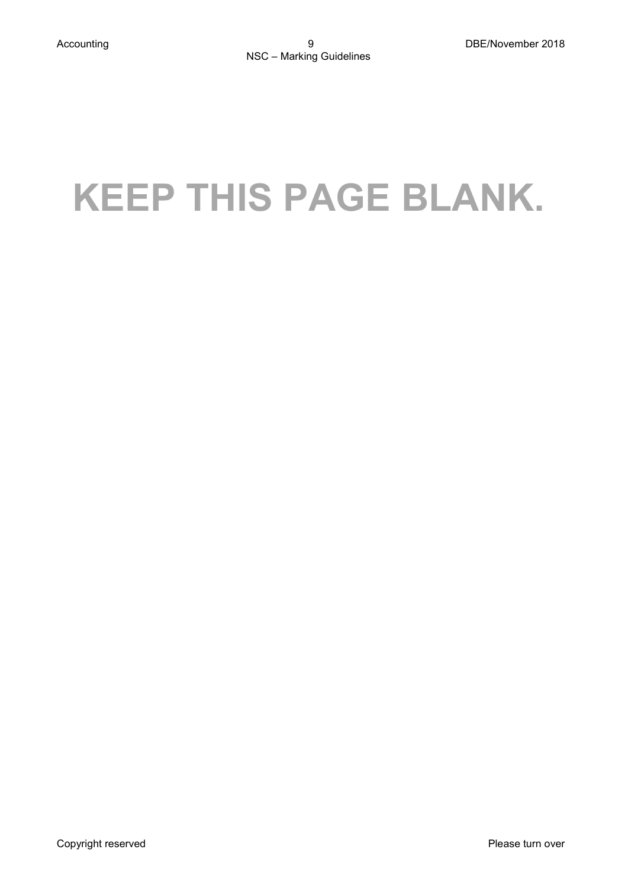# KEEP THIS PAGE BLANK.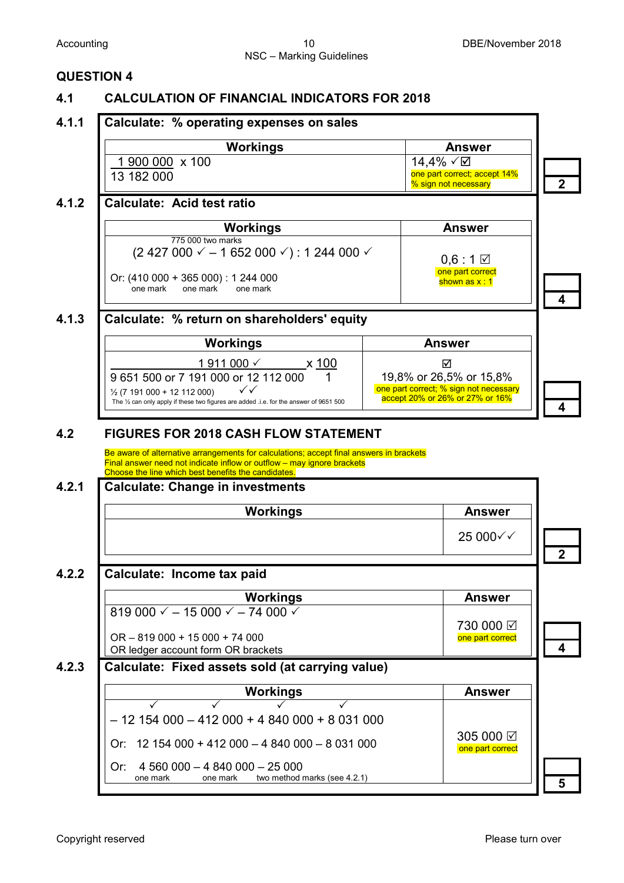## QUESTION 4

### 4.1 CALCULATION OF FINANCIAL INDICATORS FOR 2018

**4.1.1 Calculate: % operating expenses on sales**

| Workings | Answer |
|---|---|
| $\frac{1\ 900\ 000}{13\ 182\ 000} \times 100$ | 14,4% ✓☑<br>one part correct; accept 14%<br>% sign not necessary |

**2**

**4.1.2 Calculate: Acid test ratio**

| Workings | Answer |
|---|---|
| 775 000 two marks<br>(2 427 000 ✓ – 1 652 000 ✓) : 1 244 000 ✓<br><br>Or: (410 000 + 365 000) : 1 244 000<br>one mark one mark one mark | 0,6 : 1 ☑<br>one part correct<br>shown as x : 1 |

**4**

**4.1.3 Calculate: % return on shareholders' equity**

| Workings | Answer |
|---|---|
| $\frac{1\ 911\ 000 ✓}{9\ 651\ 500 \text{ or } 7\ 191\ 000 \text{ or } 12\ 112\ 000} \times \frac{100}{1}$<br>½ (7 191 000 + 12 112 000) ✓✓<br>The ½ can only apply if these two figures are added .i.e. for the answer of 9651 500 | ☑<br>19,8% or 26,5% or 15,8%<br>one part correct; % sign not necessary<br>accept 20% or 26% or 27% or 16% |

**4**

### 4.2 FIGURES FOR 2018 CASH FLOW STATEMENT

Be aware of alternative arrangements for calculations; accept final answers in brackets
Final answer need not indicate inflow or outflow – may ignore brackets
Choose the line which best benefits the candidates.

**4.2.1 Calculate: Change in investments**

| Workings | Answer |
|---|---|
| | 25 000✓✓ |

**2**

**4.2.2 Calculate: Income tax paid**

| Workings | Answer |
|---|---|
| 819 000 ✓ – 15 000 ✓ – 74 000 ✓<br><br>OR – 819 000 + 15 000 + 74 000<br>OR ledger account form OR brackets | 730 000 ☑<br>one part correct |

**4**

**4.2.3 Calculate: Fixed assets sold (at carrying value)**

| Workings | Answer |
|---|---|
| ✓ ✓ ✓ ✓<br>– 12 154 000 – 412 000 + 4 840 000 + 8 031 000<br><br>Or: 12 154 000 + 412 000 – 4 840 000 – 8 031 000<br><br>Or: 4 560 000 – 4 840 000 – 25 000<br>one mark one mark two method marks (see 4.2.1) | 305 000 ☑<br>one part correct |

**5**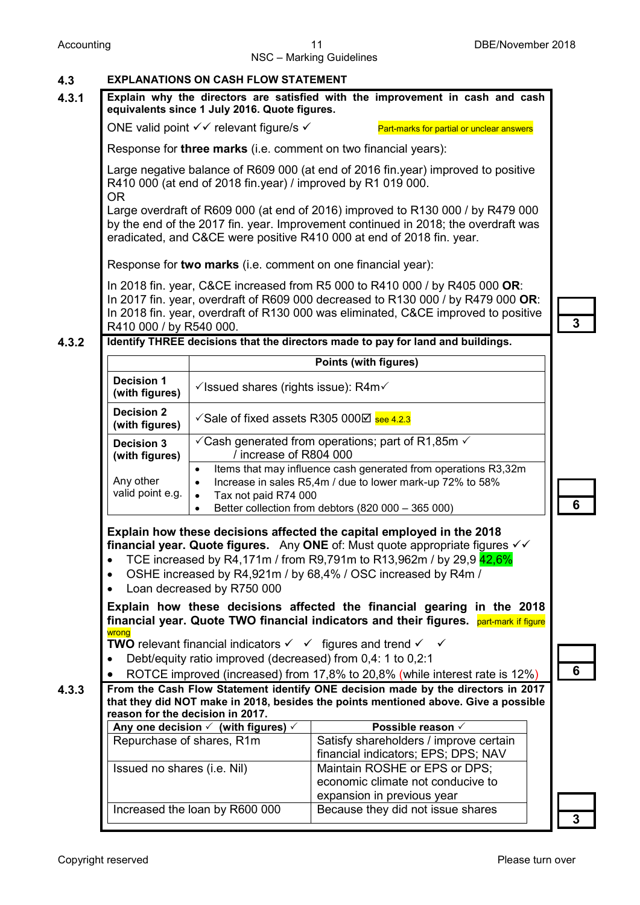## 4.3 EXPLANATIONS ON CASH FLOW STATEMENT

### 4.3.1

**Explain why the directors are satisfied with the improvement in cash and cash equivalents since 1 July 2016. Quote figures.**

ONE valid point ✓✓ relevant figure/s ✓ — Part-marks for partial or unclear answers

Response for **three marks** (i.e. comment on two financial years):

Large negative balance of R609 000 (at end of 2016 fin.year) improved to positive R410 000 (at end of 2018 fin.year) / improved by R1 019 000.

OR

Large overdraft of R609 000 (at end of 2016) improved to R130 000 / by R479 000 by the end of the 2017 fin. year. Improvement continued in 2018; the overdraft was eradicated, and C&CE were positive R410 000 at end of 2018 fin. year.

Response for **two marks** (i.e. comment on one financial year):

In 2018 fin. year, C&CE increased from R5 000 to R410 000 / by R405 000 **OR**:
In 2017 fin. year, overdraft of R609 000 decreased to R130 000 / by R479 000 **OR**:
In 2018 fin. year, overdraft of R130 000 was eliminated, C&CE improved to positive R410 000 / by R540 000.

**3**

### 4.3.2

**Identify THREE decisions that the directors made to pay for land and buildings.**

| | Points (with figures) |
|---|---|
| **Decision 1 (with figures)** | ✓Issued shares (rights issue): R4m✓ |
| **Decision 2 (with figures)** | ✓Sale of fixed assets R305 000☑ see 4.2.3 |
| **Decision 3 (with figures)** | ✓Cash generated from operations; part of R1,85m ✓ / increase of R804 000 |
| Any other valid point e.g. | • Items that may influence cash generated from operations R3,32m<br>• Increase in sales R5,4m / due to lower mark-up 72% to 58%<br>• Tax not paid R74 000<br>• Better collection from debtors (820 000 – 365 000) |

**6**

**Explain how these decisions affected the capital employed in the 2018 financial year. Quote figures.** Any **ONE** of: Must quote appropriate figures ✓✓

- TCE increased by R4,171m / from R9,791m to R13,962m / by 29,9 42,6%
- OSHE increased by R4,921m / by 68,4% / OSC increased by R4m /
- Loan decreased by R750 000

**Explain how these decisions affected the financial gearing in the 2018 financial year. Quote TWO financial indicators and their figures.** part-mark if figure wrong

**TWO** relevant financial indicators ✓ ✓ figures and trend ✓ ✓

- Debt/equity ratio improved (decreased) from 0,4: 1 to 0,2:1
- ROTCE improved (increased) from 17,8% to 20,8% (while interest rate is 12%)

**6**

### 4.3.3

**From the Cash Flow Statement identify ONE decision made by the directors in 2017 that they did NOT make in 2018, besides the points mentioned above. Give a possible reason for the decision in 2017.**

| Any one decision ✓ (with figures) ✓ | Possible reason ✓ |
|---|---|
| Repurchase of shares, R1m | Satisfy shareholders / improve certain financial indicators; EPS; DPS; NAV |
| Issued no shares (i.e. Nil) | Maintain ROSHE or EPS or DPS; economic climate not conducive to expansion in previous year |
| Increased the loan by R600 000 | Because they did not issue shares |

**3**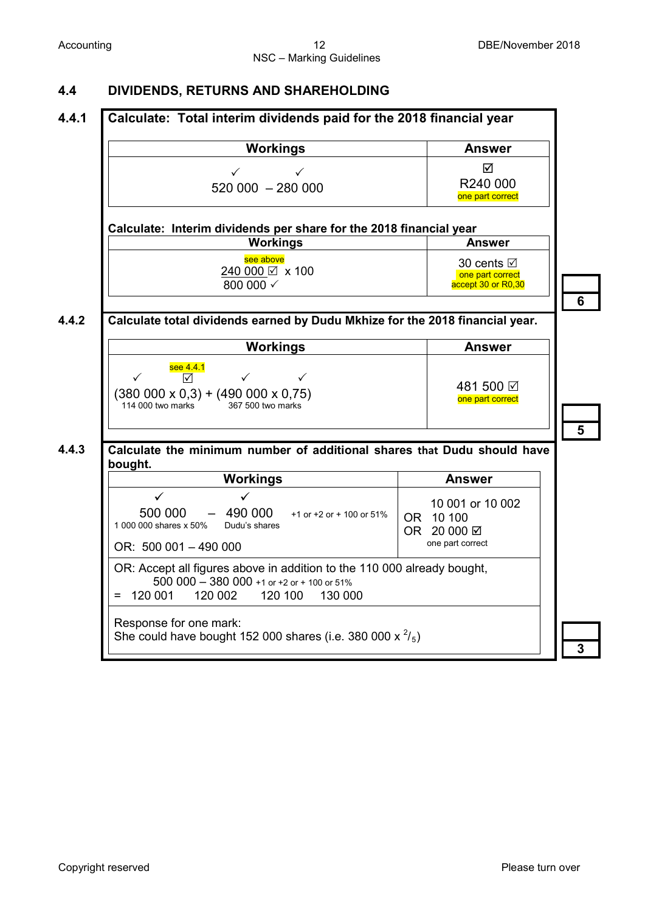## 4.4 DIVIDENDS, RETURNS AND SHAREHOLDING

### 4.4.1

**Calculate: Total interim dividends paid for the 2018 financial year**

| Workings | Answer |
|---|---|
| ✓ 520 000 – ✓ 280 000 | ☑ R240 000 one part correct |

**Calculate: Interim dividends per share for the 2018 financial year**

| Workings | Answer |
|---|---|
| see above $\frac{240\ 000 ☑}{800\ 000 ✓}$ x 100 | 30 cents ☑ one part correct accept 30 or R0,30 |

**6**

### 4.4.2

**Calculate total dividends earned by Dudu Mkhize for the 2018 financial year.**

| Workings | Answer |
|---|---|
| see 4.4.1 (380 000 ✓ x 0,3 ☑) + (490 000 ✓ x 0,75 ✓) 114 000 two marks; 367 500 two marks | 481 500 ☑ one part correct |

**5**

### 4.4.3

**Calculate the minimum number of additional shares that Dudu should have bought.**

| Workings | Answer |
|---|---|
| 500 000 ✓ (1 000 000 shares x 50%) – 490 000 ✓ (Dudu's shares) +1 or +2 or + 100 or 51% <br> OR: 500 001 – 490 000 | 10 001 or 10 002 <br> OR 10 100 <br> OR 20 000 ☑ <br> one part correct |
| OR: Accept all figures above in addition to the 110 000 already bought, <br> 500 000 – 380 000 +1 or +2 or + 100 or 51% <br> = 120 001 120 002 120 100 130 000 | |
| Response for one mark: <br> She could have bought 152 000 shares (i.e. 380 000 x $^{2}/_{5}$) | |

**3**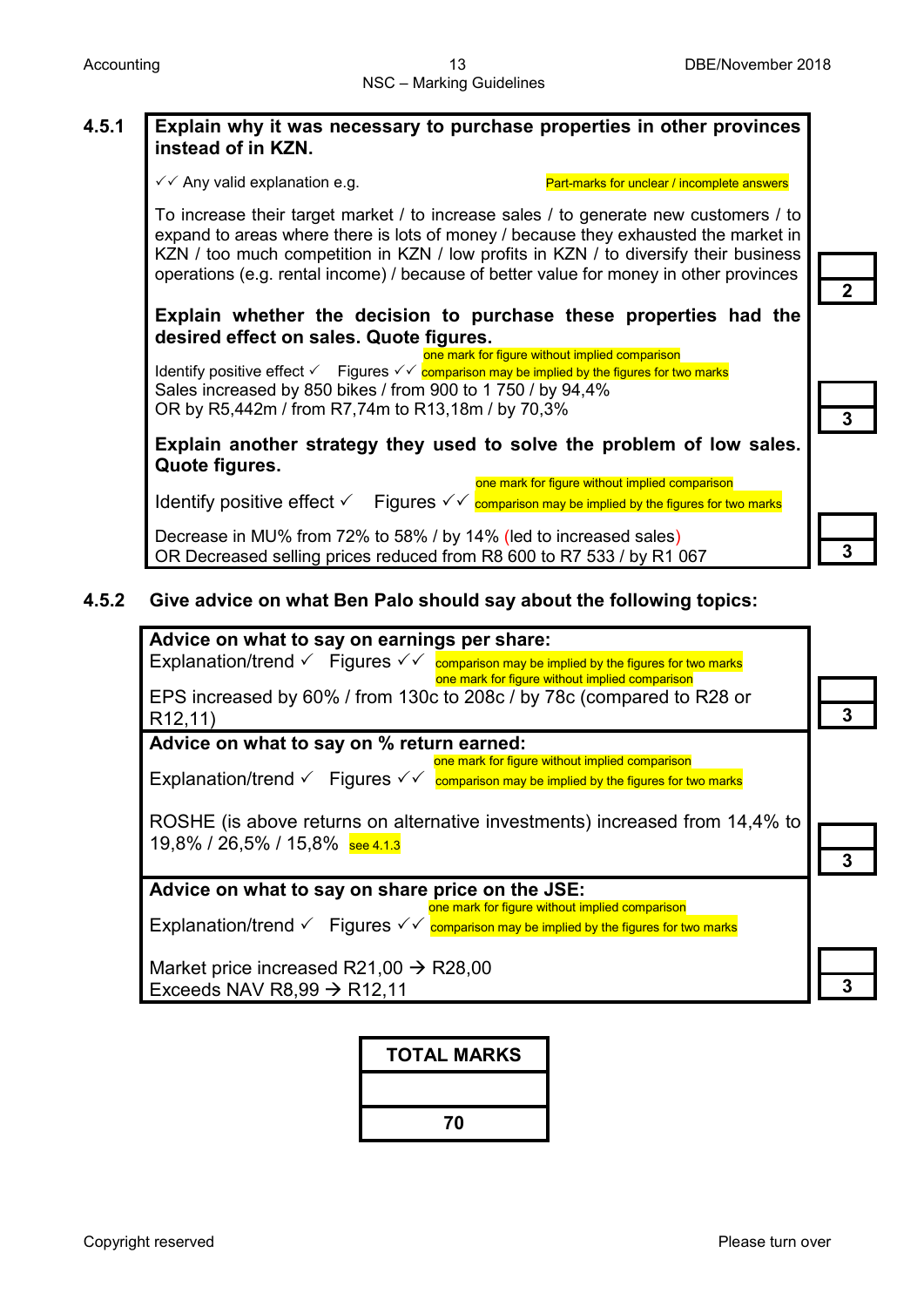**4.5.1**

**Explain why it was necessary to purchase properties in other provinces instead of in KZN.**

✓✓ Any valid explanation e.g. — Part-marks for unclear / incomplete answers

To increase their target market / to increase sales / to generate new customers / to expand to areas where there is lots of money / because they exhausted the market in KZN / too much competition in KZN / low profits in KZN / to diversify their business operations (e.g. rental income) / because of better value for money in other provinces

**2**

**Explain whether the decision to purchase these properties had the desired effect on sales. Quote figures.**

Identify positive effect ✓ Figures ✓✓ — one mark for figure without implied comparison; comparison may be implied by the figures for two marks

Sales increased by 850 bikes / from 900 to 1 750 / by 94,4%
OR by R5,442m / from R7,74m to R13,18m / by 70,3%

**3**

**Explain another strategy they used to solve the problem of low sales. Quote figures.**

Identify positive effect ✓ Figures ✓✓ — one mark for figure without implied comparison; comparison may be implied by the figures for two marks

Decrease in MU% from 72% to 58% / by 14% (led to increased sales)
OR Decreased selling prices reduced from R8 600 to R7 533 / by R1 067

**3**

**4.5.2 Give advice on what Ben Palo should say about the following topics:**

**Advice on what to say on earnings per share:**

Explanation/trend ✓ Figures ✓✓ — comparison may be implied by the figures for two marks; one mark for figure without implied comparison

EPS increased by 60% / from 130c to 208c / by 78c (compared to R28 or R12,11)

**3**

**Advice on what to say on % return earned:**

Explanation/trend ✓ Figures ✓✓ — one mark for figure without implied comparison; comparison may be implied by the figures for two marks

ROSHE (is above returns on alternative investments) increased from 14,4% to 19,8% / 26,5% / 15,8% — see 4.1.3

**3**

**Advice on what to say on share price on the JSE:**

Explanation/trend ✓ Figures ✓✓ — one mark for figure without implied comparison; comparison may be implied by the figures for two marks

Market price increased R21,00 → R28,00
Exceeds NAV R8,99 → R12,11

**3**

| TOTAL MARKS |
|---|
| |
| 70 |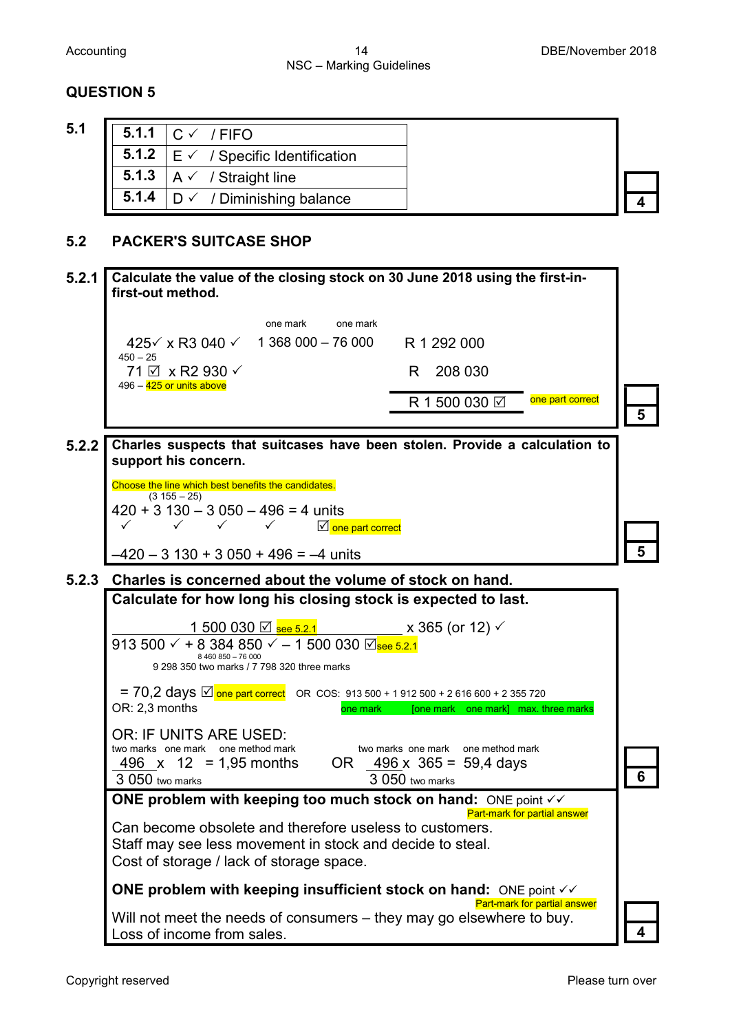## QUESTION 5

**5.1**

| | |
|---|---|
| **5.1.1** | C ✓ / FIFO |
| **5.1.2** | E ✓ / Specific Identification |
| **5.1.3** | A ✓ / Straight line |
| **5.1.4** | D ✓ / Diminishing balance |

**4**

## 5.2 PACKER'S SUITCASE SHOP

**5.2.1 Calculate the value of the closing stock on 30 June 2018 using the first-in-first-out method.**

| | one mark one mark | |
|---|---|---|
| 425✓ x R3 040 ✓ (450 – 25) | 1 368 000 – 76 000 | R 1 292 000 |
| 71 ☑ x R2 930 ✓ (496 – 425 or units above) | | R 208 030 |
| | | R 1 500 030 ☑ one part correct |

**5**

**5.2.2 Charles suspects that suitcases have been stolen. Provide a calculation to support his concern.**

Choose the line which best benefits the candidates.

(3 155 – 25)
420 + 3 130 – 3 050 – 496 = 4 units
✓ ✓ ✓ ✓ ☑ one part correct

–420 – 3 130 + 3 050 + 496 = –4 units

**5**

**5.2.3 Charles is concerned about the volume of stock on hand.**
**Calculate for how long his closing stock is expected to last.**

$$\frac{1\,500\,030 ☑ \text{ see 5.2.1}}{913\,500 ✓ + 8\,384\,850 ✓ – 1\,500\,030 ☑ \text{ see 5.2.1}} \times 365 \text{ (or 12) } ✓$$

8 460 850 – 76 000
9 298 350 two marks / 7 798 320 three marks

= 70,2 days ☑ one part correct
OR: 2,3 months

OR COS: 913 500 + 1 912 500 + 2 616 600 + 2 355 720
one mark [one mark one mark] max. three marks

OR: IF UNITS ARE USED:

two marks one mark one method mark
496 x 12 = 1,95 months
3 050 two marks

OR

two marks one mark one method mark
496 x 365 = 59,4 days
3 050 two marks

**6**

**ONE problem with keeping too much stock on hand:** ONE point ✓✓
Part-mark for partial answer

Can become obsolete and therefore useless to customers.
Staff may see less movement in stock and decide to steal.
Cost of storage / lack of storage space.

**ONE problem with keeping insufficient stock on hand:** ONE point ✓✓
Part-mark for partial answer

Will not meet the needs of consumers – they may go elsewhere to buy.
Loss of income from sales.

**4**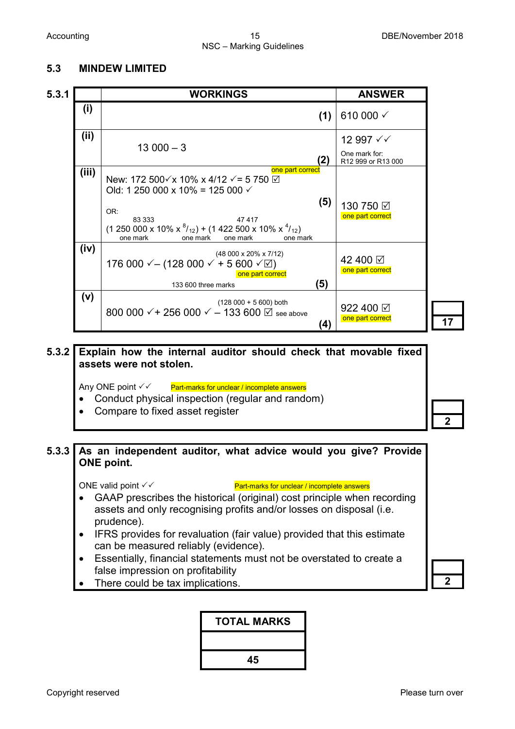## 5.3 MINDEW LIMITED

**5.3.1**

| | WORKINGS | ANSWER |
|---|---|---|
| (i) | (1) | 610 000 ✓ |
| (ii) | 13 000 – 3 (2) | 12 997 ✓✓ One mark for: R12 999 or R13 000 |
| (iii) | one part correct New: 172 500✓x 10% x 4/12 ✓= 5 750 ☑ Old: 1 250 000 x 10% = 125 000 ✓ (5) OR: (1 250 000 x 10% x $^{8}/_{12}$) + (1 422 500 x 10% x $^{4}/_{12}$) [83 333 one mark; 47 417 one mark; one mark; one mark] | 130 750 ☑ one part correct |
| (iv) | 176 000 ✓– (128 000 ✓ + 5 600 ✓☑) (48 000 x 20% x 7/12) one part correct; 133 600 three marks (5) | 42 400 ☑ one part correct |
| (v) | 800 000 ✓+ 256 000 ✓ – 133 600 ☑ see above (128 000 + 5 600) both (4) | 922 400 ☑ one part correct |

**17**

**5.3.2 Explain how the internal auditor should check that movable fixed assets were not stolen.**

Any ONE point ✓✓ Part-marks for unclear / incomplete answers

- Conduct physical inspection (regular and random)
- Compare to fixed asset register

**2**

**5.3.3 As an independent auditor, what advice would you give? Provide ONE point.**

ONE valid point ✓✓ Part-marks for unclear / incomplete answers

- GAAP prescribes the historical (original) cost principle when recording assets and only recognising profits and/or losses on disposal (i.e. prudence).
- IFRS provides for revaluation (fair value) provided that this estimate can be measured reliably (evidence).
- Essentially, financial statements must not be overstated to create a false impression on profitability
- There could be tax implications.

**2**

| TOTAL MARKS |
|---|
| |
| 45 |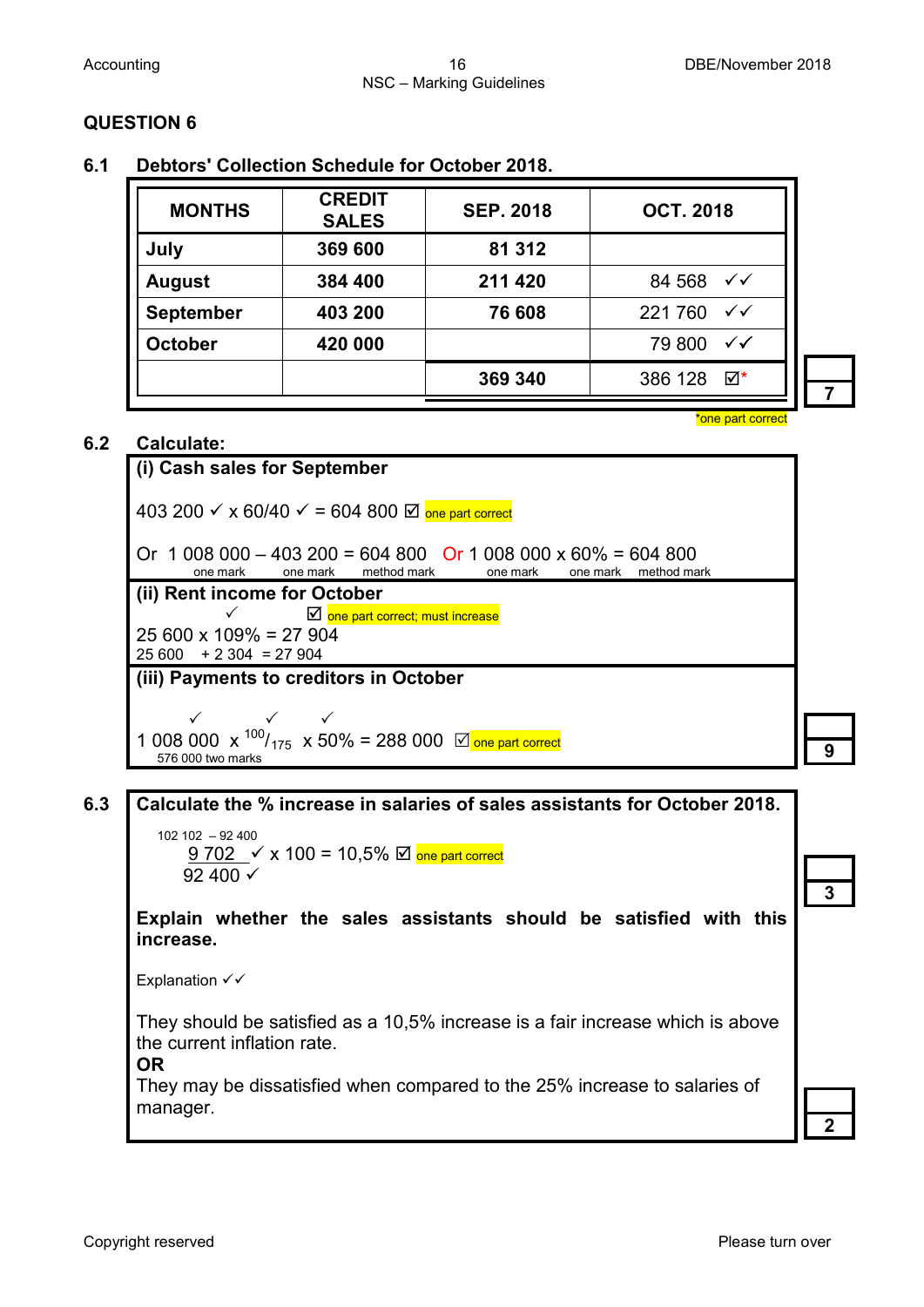## QUESTION 6

### 6.1 Debtors' Collection Schedule for October 2018.

| MONTHS | CREDIT SALES | SEP. 2018 | OCT. 2018 |
|---|---|---|---|
| July | 369 600 | 81 312 | |
| August | 384 400 | 211 420 | 84 568 ✓✓ |
| September | 403 200 | 76 608 | 221 760 ✓✓ |
| October | 420 000 | | 79 800 ✓✓ |
| | | 369 340 | 386 128 ☑* |

*one part correct

**7**

### 6.2 Calculate:

**(i) Cash sales for September**

403 200 ✓ x 60/40 ✓ = 604 800 ☑ one part correct

Or 1 008 000 – 403 200 = 604 800 Or 1 008 000 x 60% = 604 800

one mark one mark method mark one mark one mark method mark

**(ii) Rent income for October**

✓ ☑ one part correct; must increase

25 600 x 109% = 27 904

25 600 + 2 304 = 27 904

**(iii) Payments to creditors in October**

✓ ✓ ✓

1 008 000 x $^{100}/_{175}$ x 50% = 288 000 ☑ one part correct

576 000 two marks

**9**

### 6.3 Calculate the % increase in salaries of sales assistants for October 2018.

102 102 – 92 400

$\frac{9\ 702\ ✓}{92\ 400\ ✓}$ x 100 = 10,5% ☑ one part correct

**3**

**Explain whether the sales assistants should be satisfied with this increase.**

Explanation ✓✓

They should be satisfied as a 10,5% increase is a fair increase which is above the current inflation rate.

**OR**

They may be dissatisfied when compared to the 25% increase to salaries of manager.

**2**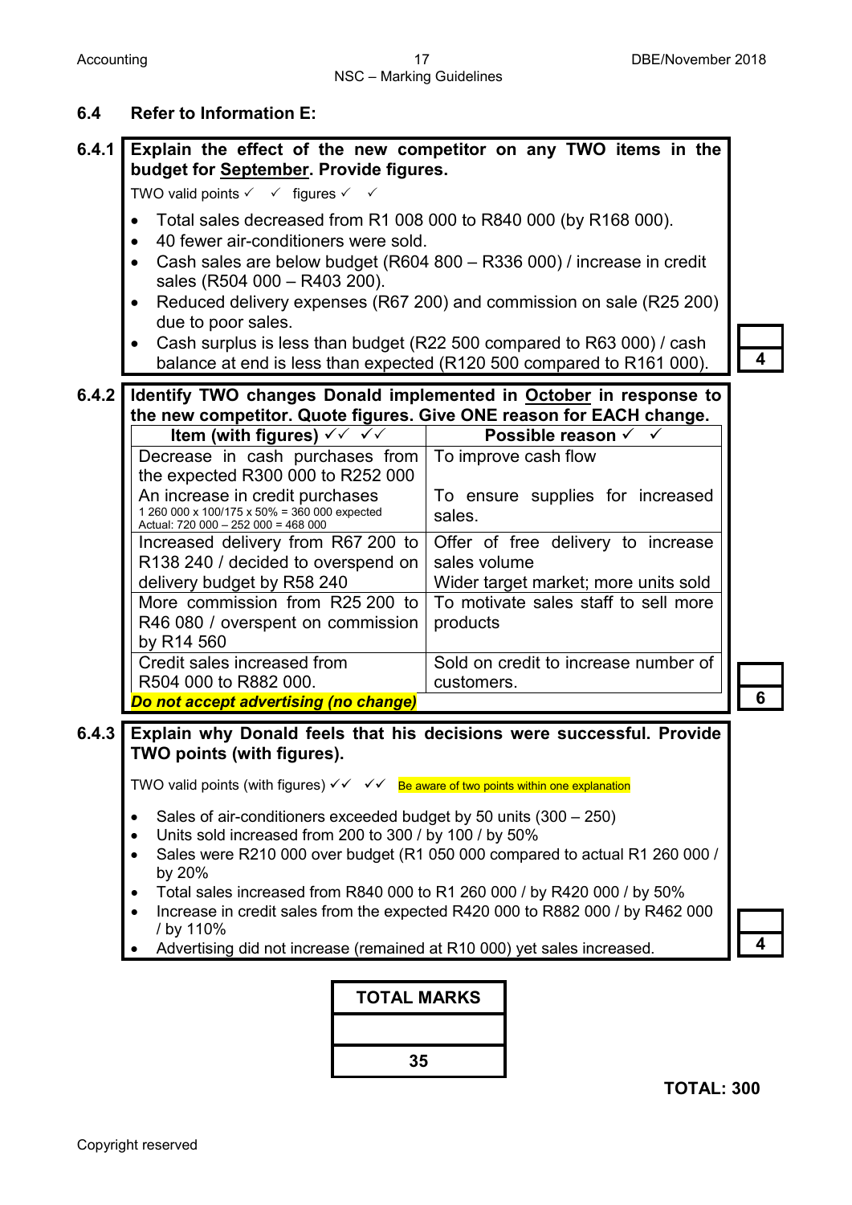## 6.4 Refer to Information E:

### 6.4.1 Explain the effect of the new competitor on any TWO items in the budget for September. Provide figures.

TWO valid points ✓ ✓ figures ✓ ✓

- Total sales decreased from R1 008 000 to R840 000 (by R168 000).
- 40 fewer air-conditioners were sold.
- Cash sales are below budget (R604 800 – R336 000) / increase in credit sales (R504 000 – R403 200).
- Reduced delivery expenses (R67 200) and commission on sale (R25 200) due to poor sales.
- Cash surplus is less than budget (R22 500 compared to R63 000) / cash balance at end is less than expected (R120 500 compared to R161 000).

**4**

### 6.4.2 Identify TWO changes Donald implemented in October in response to the new competitor. Quote figures. Give ONE reason for EACH change.

| Item (with figures) ✓✓ ✓✓ | Possible reason ✓ ✓ |
|---|---|
| Decrease in cash purchases from the expected R300 000 to R252 000<br>An increase in credit purchases<br>1 260 000 x 100/175 x 50% = 360 000 expected<br>Actual: 720 000 – 252 000 = 468 000 | To improve cash flow<br><br>To ensure supplies for increased sales. |
| Increased delivery from R67 200 to R138 240 / decided to overspend on delivery budget by R58 240 | Offer of free delivery to increase sales volume<br>Wider target market; more units sold |
| More commission from R25 200 to R46 080 / overspent on commission by R14 560 | To motivate sales staff to sell more products |
| Credit sales increased from R504 000 to R882 000. | Sold on credit to increase number of customers. |

***Do not accept advertising (no change)***

**6**

### 6.4.3 Explain why Donald feels that his decisions were successful. Provide TWO points (with figures).

TWO valid points (with figures) ✓✓ ✓✓ Be aware of two points within one explanation

- Sales of air-conditioners exceeded budget by 50 units (300 – 250)
- Units sold increased from 200 to 300 / by 100 / by 50%
- Sales were R210 000 over budget (R1 050 000 compared to actual R1 260 000 / by 20%
- Total sales increased from R840 000 to R1 260 000 / by R420 000 / by 50%
- Increase in credit sales from the expected R420 000 to R882 000 / by R462 000 / by 110%
- Advertising did not increase (remained at R10 000) yet sales increased.

**4**

| TOTAL MARKS |
|---|
| |
| 35 |

**TOTAL: 300**